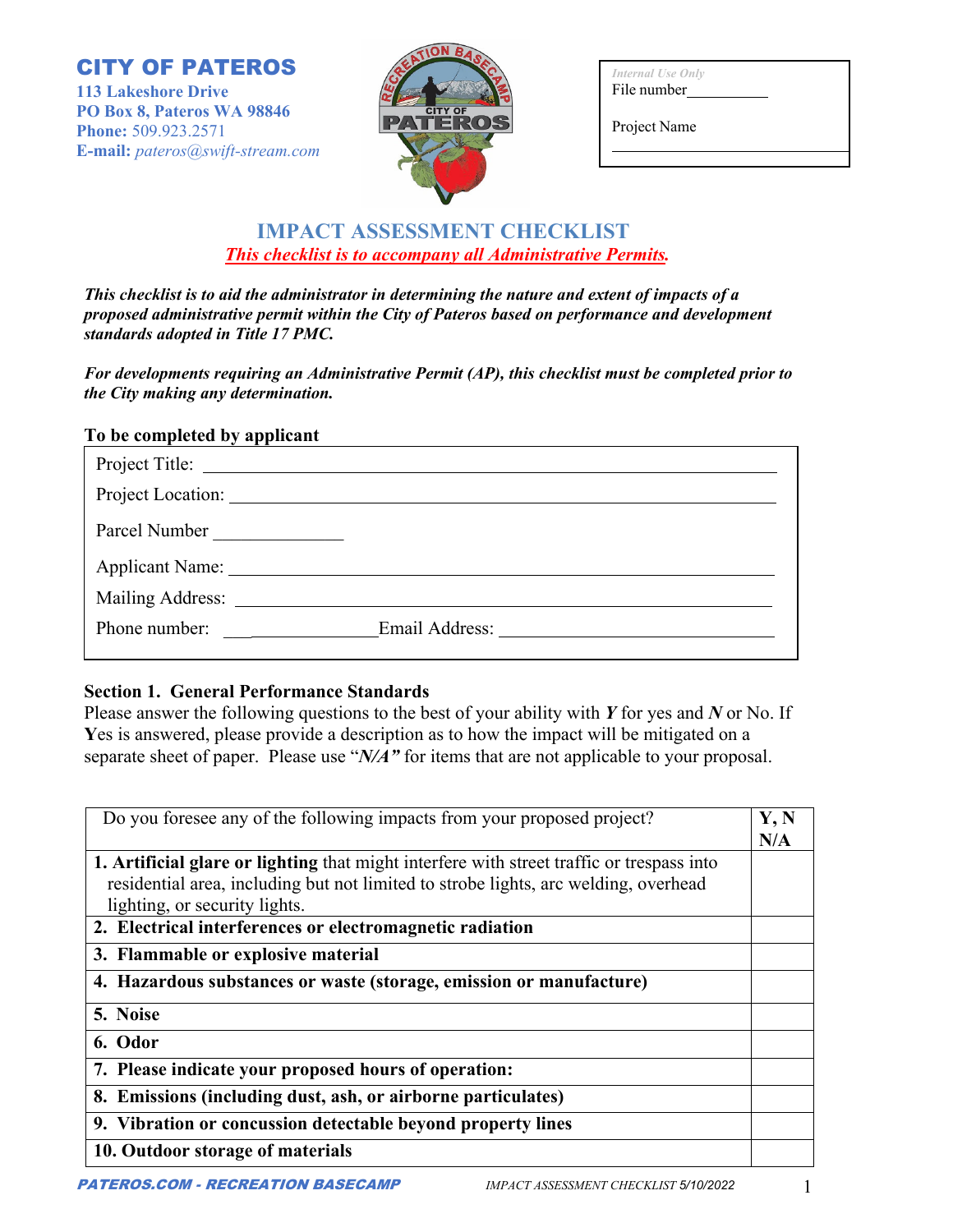**CITY OF PATEROS**
**113 Lakeshore Drive**
**PO Box 8, Pateros WA 98846**
**Phone:** 509.923.2571
**E-mail:** *pateros@swift-stream.com*

*Internal Use Only*
File number__________

Project Name

______________________________

# IMPACT ASSESSMENT CHECKLIST

***This checklist is to accompany all Administrative Permits.***

***This checklist is to aid the administrator in determining the nature and extent of impacts of a proposed administrative permit within the City of Pateros based on performance and development standards adopted in Title 17 PMC.***

***For developments requiring an Administrative Permit (AP), this checklist must be completed prior to the City making any determination.***

**To be completed by applicant**

Project Title: ______________________________________________

Project Location: ___________________________________________

Parcel Number ______________

Applicant Name: ____________________________________________

Mailing Address: ____________________________________________

Phone number: ________________ Email Address: ______________________________

## Section 1. General Performance Standards

Please answer the following questions to the best of your ability with ***Y*** for yes and ***N*** or No. If **Y**es is answered, please provide a description as to how the impact will be mitigated on a separate sheet of paper. Please use "***N/A"*** for items that are not applicable to your proposal.

| Do you foresee any of the following impacts from your proposed project? | **Y, N N/A** |
|---|---|
| **1. Artificial glare or lighting** that might interfere with street traffic or trespass into residential area, including but not limited to strobe lights, arc welding, overhead lighting, or security lights. | |
| **2. Electrical interferences or electromagnetic radiation** | |
| **3. Flammable or explosive material** | |
| **4. Hazardous substances or waste (storage, emission or manufacture)** | |
| **5. Noise** | |
| **6. Odor** | |
| **7. Please indicate your proposed hours of operation:** | |
| **8. Emissions (including dust, ash, or airborne particulates)** | |
| **9. Vibration or concussion detectable beyond property lines** | |
| **10. Outdoor storage of materials** | |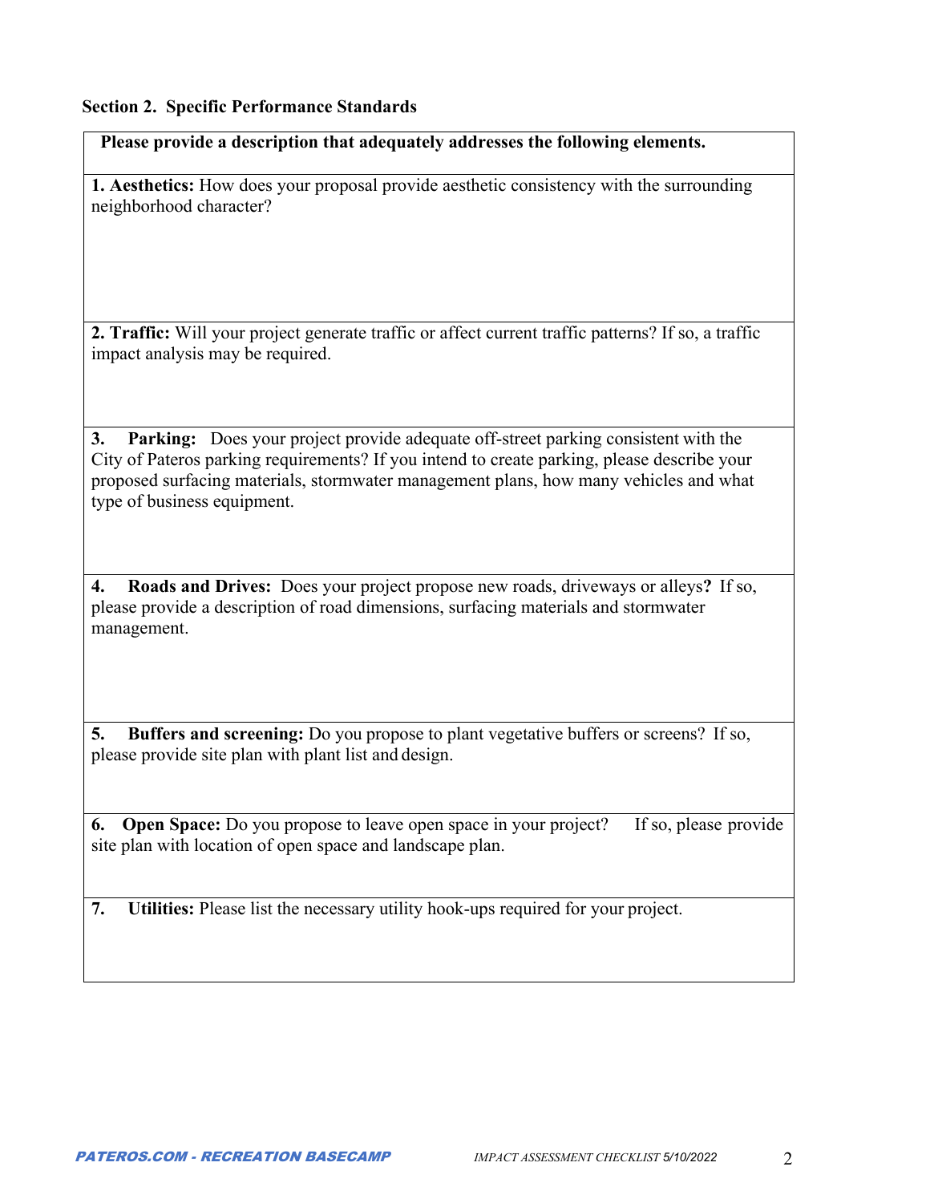**Section 2. Specific Performance Standards**

| Please provide a description that adequately addresses the following elements. |
|---|
| **1. Aesthetics:** How does your proposal provide aesthetic consistency with the surrounding neighborhood character? |
| **2. Traffic:** Will your project generate traffic or affect current traffic patterns? If so, a traffic impact analysis may be required. |
| **3. Parking:** Does your project provide adequate off-street parking consistent with the City of Pateros parking requirements? If you intend to create parking, please describe your proposed surfacing materials, stormwater management plans, how many vehicles and what type of business equipment. |
| **4. Roads and Drives:** Does your project propose new roads, driveways or alleys**?** If so, please provide a description of road dimensions, surfacing materials and stormwater management. |
| **5. Buffers and screening:** Do you propose to plant vegetative buffers or screens? If so, please provide site plan with plant list and design. |
| **6. Open Space:** Do you propose to leave open space in your project? If so, please provide site plan with location of open space and landscape plan. |
| **7. Utilities:** Please list the necessary utility hook-ups required for your project. |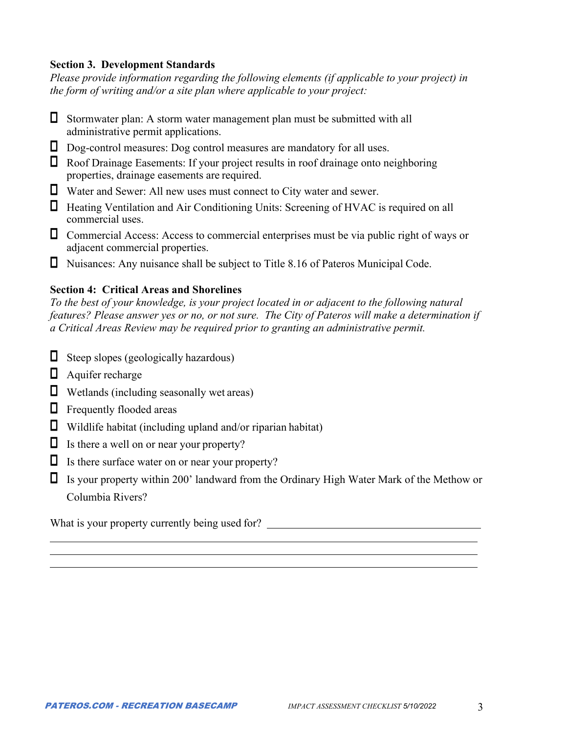### Section 3. Development Standards

*Please provide information regarding the following elements (if applicable to your project) in the form of writing and/or a site plan where applicable to your project:*

- ☐ Stormwater plan: A storm water management plan must be submitted with all administrative permit applications.
- ☐ Dog-control measures: Dog control measures are mandatory for all uses.
- ☐ Roof Drainage Easements: If your project results in roof drainage onto neighboring properties, drainage easements are required.
- ☐ Water and Sewer: All new uses must connect to City water and sewer.
- ☐ Heating Ventilation and Air Conditioning Units: Screening of HVAC is required on all commercial uses.
- ☐ Commercial Access: Access to commercial enterprises must be via public right of ways or adjacent commercial properties.
- ☐ Nuisances: Any nuisance shall be subject to Title 8.16 of Pateros Municipal Code.

### Section 4: Critical Areas and Shorelines

*To the best of your knowledge, is your project located in or adjacent to the following natural features? Please answer yes or no, or not sure. The City of Pateros will make a determination if a Critical Areas Review may be required prior to granting an administrative permit.*

- ☐ Steep slopes (geologically hazardous)
- ☐ Aquifer recharge
- ☐ Wetlands (including seasonally wet areas)
- ☐ Frequently flooded areas
- ☐ Wildlife habitat (including upland and/or riparian habitat)
- ☐ Is there a well on or near your property?
- ☐ Is there surface water on or near your property?
- ☐ Is your property within 200’ landward from the Ordinary High Water Mark of the Methow or Columbia Rivers?

What is your property currently being used for? ________________________________________

______________________________________________________________________________

______________________________________________________________________________

______________________________________________________________________________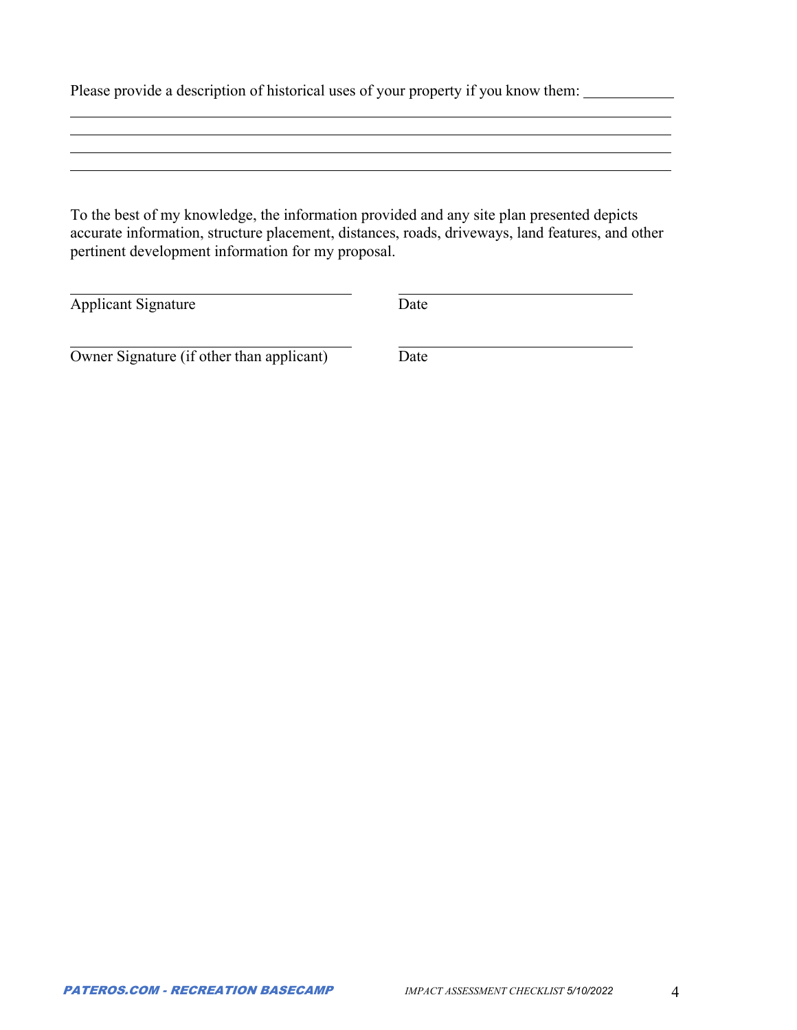Please provide a description of historical uses of your property if you know them: ____________

______________________________________________________________________________

______________________________________________________________________________

______________________________________________________________________________

______________________________________________________________________________

To the best of my knowledge, the information provided and any site plan presented depicts accurate information, structure placement, distances, roads, driveways, land features, and other pertinent development information for my proposal.

______________________________ ______________________________

Applicant Signature Date

______________________________ ______________________________

Owner Signature (if other than applicant) Date